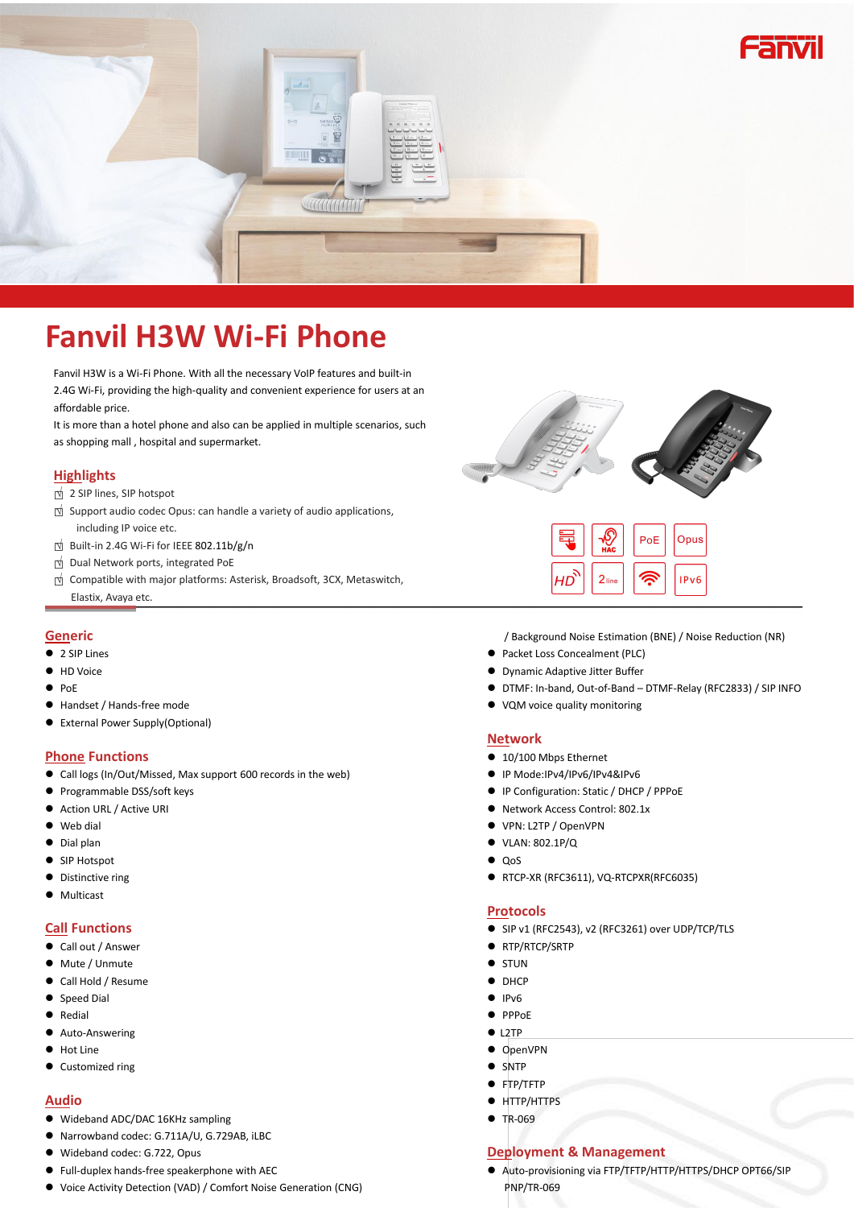# Fanvil H3W Wi-Fi Phone

Fanvil H3W is a Wi-Fi Phone. With all the necessary VoIP features and built-in 2.4G Wi-Fi, providing the high-quality and convenient experience for users at an affordable price.
It is more than a hotel phone and also can be applied in multiple scenarios, such as shopping mall , hospital and supermarket.

## Highlights

- 2 SIP lines, SIP hotspot
- Support audio codec Opus: can handle a variety of audio applications, including IP voice etc.
- Built-in 2.4G Wi-Fi for IEEE 802.11b/g/n
- Dual Network ports, integrated PoE
- Compatible with major platforms: Asterisk, Broadsoft, 3CX, Metaswitch, Elastix, Avaya etc.

## Generic

- 2 SIP Lines
- HD Voice
- PoE
- Handset / Hands-free mode
- External Power Supply(Optional)

## Phone Functions

- Call logs (In/Out/Missed, Max support 600 records in the web)
- Programmable DSS/soft keys
- Action URL / Active URI
- Web dial
- Dial plan
- SIP Hotspot
- Distinctive ring
- Multicast

## Call Functions

- Call out / Answer
- Mute / Unmute
- Call Hold / Resume
- Speed Dial
- Redial
- Auto-Answering
- Hot Line
- Customized ring

## Audio

- Wideband ADC/DAC 16KHz sampling
- Narrowband codec: G.711A/U, G.729AB, iLBC
- Wideband codec: G.722, Opus
- Full-duplex hands-free speakerphone with AEC
- Voice Activity Detection (VAD) / Comfort Noise Generation (CNG) / Background Noise Estimation (BNE) / Noise Reduction (NR)
- Packet Loss Concealment (PLC)
- Dynamic Adaptive Jitter Buffer
- DTMF: In-band, Out-of-Band – DTMF-Relay (RFC2833) / SIP INFO
- VQM voice quality monitoring

## Network

- 10/100 Mbps Ethernet
- IP Mode:IPv4/IPv6/IPv4&IPv6
- IP Configuration: Static / DHCP / PPPoE
- Network Access Control: 802.1x
- VPN: L2TP / OpenVPN
- VLAN: 802.1P/Q
- QoS
- RTCP-XR (RFC3611), VQ-RTCPXR(RFC6035)

## Protocols

- SIP v1 (RFC2543), v2 (RFC3261) over UDP/TCP/TLS
- RTP/RTCP/SRTP
- STUN
- DHCP
- IPv6
- PPPoE
- L2TP
- OpenVPN
- SNTP
- FTP/TFTP
- HTTP/HTTPS
- TR-069

## Deployment & Management

- Auto-provisioning via FTP/TFTP/HTTP/HTTPS/DHCP OPT66/SIP PNP/TR-069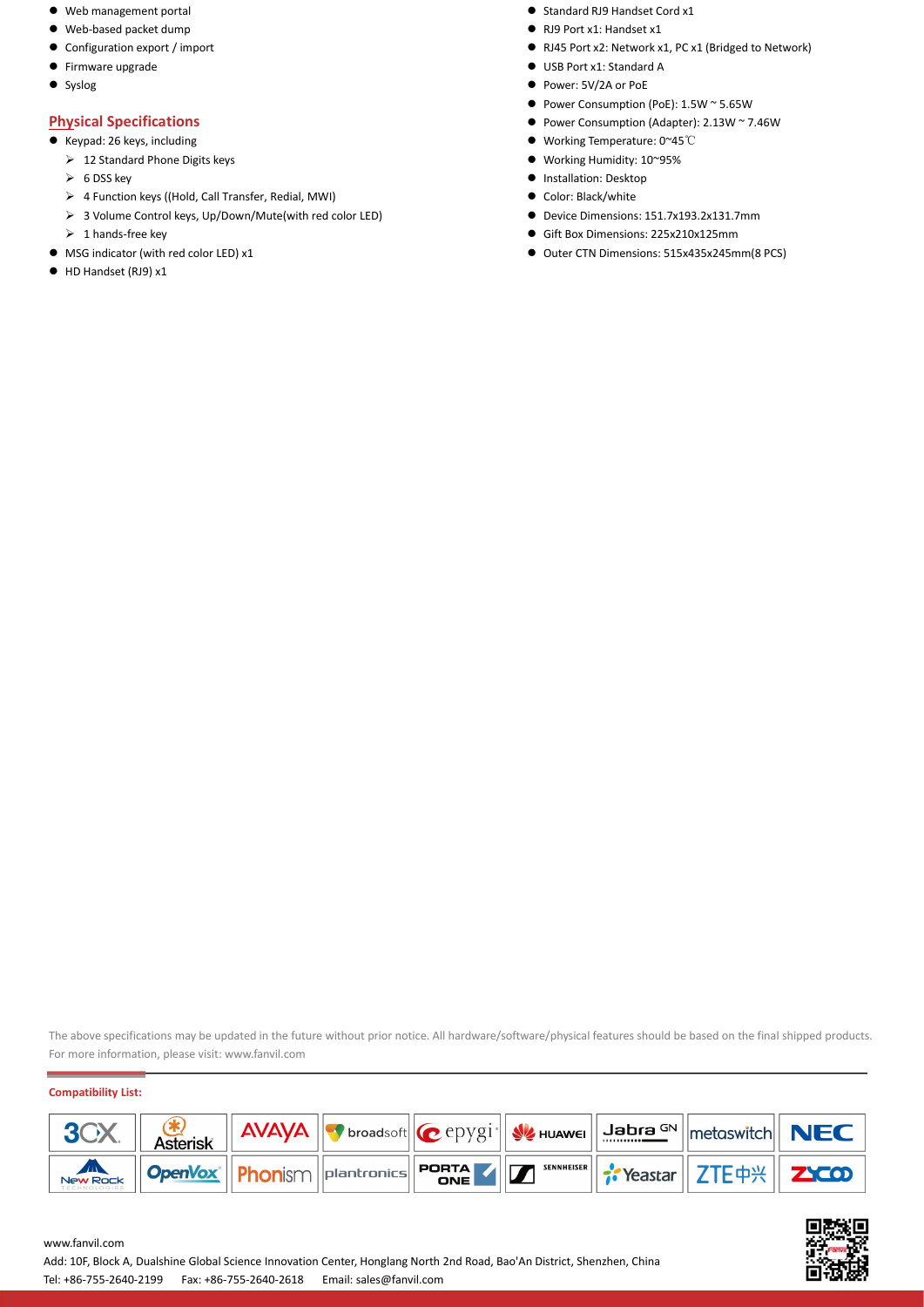- Web management portal
- Web-based packet dump
- Configuration export / import
- Firmware upgrade
- Syslog

## Physical Specifications

- Keypad: 26 keys, including
  - 12 Standard Phone Digits keys
  - 6 DSS key
  - 4 Function keys ((Hold, Call Transfer, Redial, MWI)
  - 3 Volume Control keys, Up/Down/Mute(with red color LED)
  - 1 hands-free key
- MSG indicator (with red color LED) x1
- HD Handset (RJ9) x1
- Standard RJ9 Handset Cord x1
- RJ9 Port x1: Handset x1
- RJ45 Port x2: Network x1, PC x1 (Bridged to Network)
- USB Port x1: Standard A
- Power: 5V/2A or PoE
- Power Consumption (PoE): 1.5W ~ 5.65W
- Power Consumption (Adapter): 2.13W ~ 7.46W
- Working Temperature: 0~45℃
- Working Humidity: 10~95%
- Installation: Desktop
- Color: Black/white
- Device Dimensions: 151.7x193.2x131.7mm
- Gift Box Dimensions: 225x210x125mm
- Outer CTN Dimensions: 515x435x245mm(8 PCS)

The above specifications may be updated in the future without prior notice. All hardware/software/physical features should be based on the final shipped products.
For more information, please visit: www.fanvil.com

**Compatibility List:**

| | | | | | | | | |
|---|---|---|---|---|---|---|---|---|
| 3CX | Asterisk | AVAYA | broadsoft | epygi | HUAWEI | Jabra GN | metaswitch | NEC |
| New Rock | OpenVox | Phonism | plantronics | PORTA ONE | SENNHEISER | Yeastar | ZTE中兴 | ZYCOO |

www.fanvil.com
Add: 10F, Block A, Dualshine Global Science Innovation Center, Honglang North 2nd Road, Bao'An District, Shenzhen, China
Tel: +86-755-2640-2199 Fax: +86-755-2640-2618 Email: sales@fanvil.com